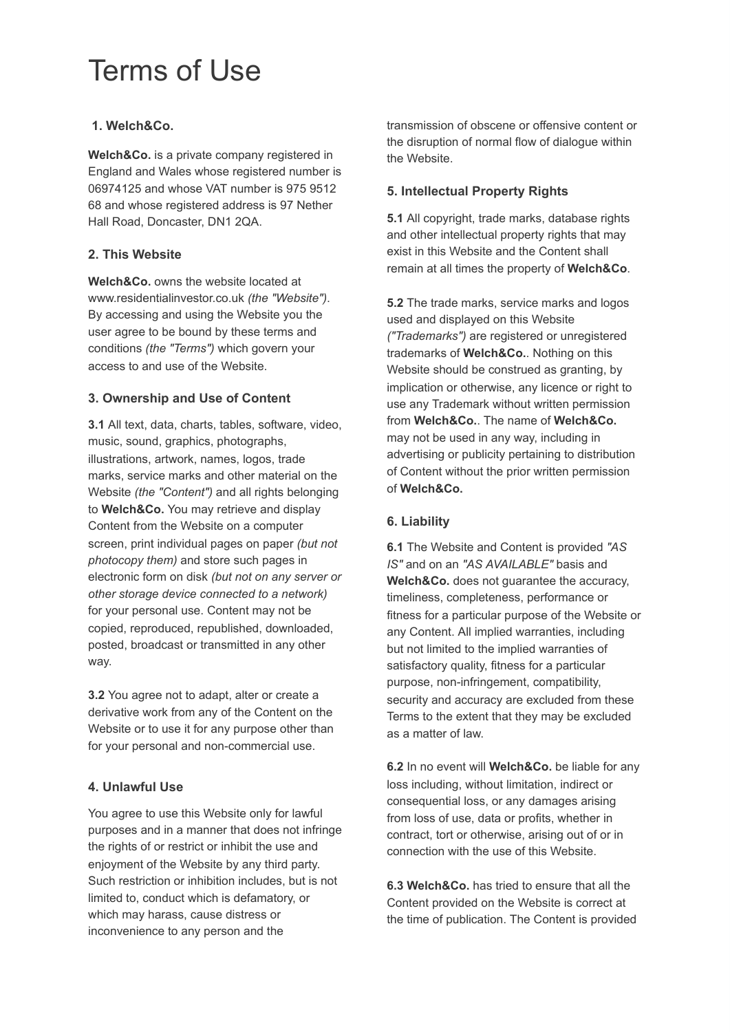# Terms of Use

### 1. Welch&Co.

**Welch&Co.** is a private company registered in England and Wales whose registered number is 06974125 and whose VAT number is 975 9512 68 and whose registered address is 97 Nether Hall Road, Doncaster, DN1 2QA.

### 2. This Website

**Welch&Co.** owns the website located at www.residentialinvestor.co.uk *(the "Website")*. By accessing and using the Website you the user agree to be bound by these terms and conditions *(the "Terms")* which govern your access to and use of the Website.

### 3. Ownership and Use of Content

**3.1** All text, data, charts, tables, software, video, music, sound, graphics, photographs, illustrations, artwork, names, logos, trade marks, service marks and other material on the Website *(the "Content")* and all rights belonging to **Welch&Co.** You may retrieve and display Content from the Website on a computer screen, print individual pages on paper *(but not photocopy them)* and store such pages in electronic form on disk *(but not on any server or other storage device connected to a network)* for your personal use. Content may not be copied, reproduced, republished, downloaded, posted, broadcast or transmitted in any other way.

**3.2** You agree not to adapt, alter or create a derivative work from any of the Content on the Website or to use it for any purpose other than for your personal and non-commercial use.

### 4. Unlawful Use

You agree to use this Website only for lawful purposes and in a manner that does not infringe the rights of or restrict or inhibit the use and enjoyment of the Website by any third party. Such restriction or inhibition includes, but is not limited to, conduct which is defamatory, or which may harass, cause distress or inconvenience to any person and the transmission of obscene or offensive content or the disruption of normal flow of dialogue within the Website.

### 5. Intellectual Property Rights

**5.1** All copyright, trade marks, database rights and other intellectual property rights that may exist in this Website and the Content shall remain at all times the property of **Welch&Co**.

**5.2** The trade marks, service marks and logos used and displayed on this Website *("Trademarks")* are registered or unregistered trademarks of **Welch&Co.**. Nothing on this Website should be construed as granting, by implication or otherwise, any licence or right to use any Trademark without written permission from **Welch&Co.**. The name of **Welch&Co.** may not be used in any way, including in advertising or publicity pertaining to distribution of Content without the prior written permission of **Welch&Co.**

### 6. Liability

**6.1** The Website and Content is provided *"AS IS"* and on an *"AS AVAILABLE"* basis and **Welch&Co.** does not guarantee the accuracy, timeliness, completeness, performance or fitness for a particular purpose of the Website or any Content. All implied warranties, including but not limited to the implied warranties of satisfactory quality, fitness for a particular purpose, non-infringement, compatibility, security and accuracy are excluded from these Terms to the extent that they may be excluded as a matter of law.

**6.2** In no event will **Welch&Co.** be liable for any loss including, without limitation, indirect or consequential loss, or any damages arising from loss of use, data or profits, whether in contract, tort or otherwise, arising out of or in connection with the use of this Website.

**6.3 Welch&Co.** has tried to ensure that all the Content provided on the Website is correct at the time of publication. The Content is provided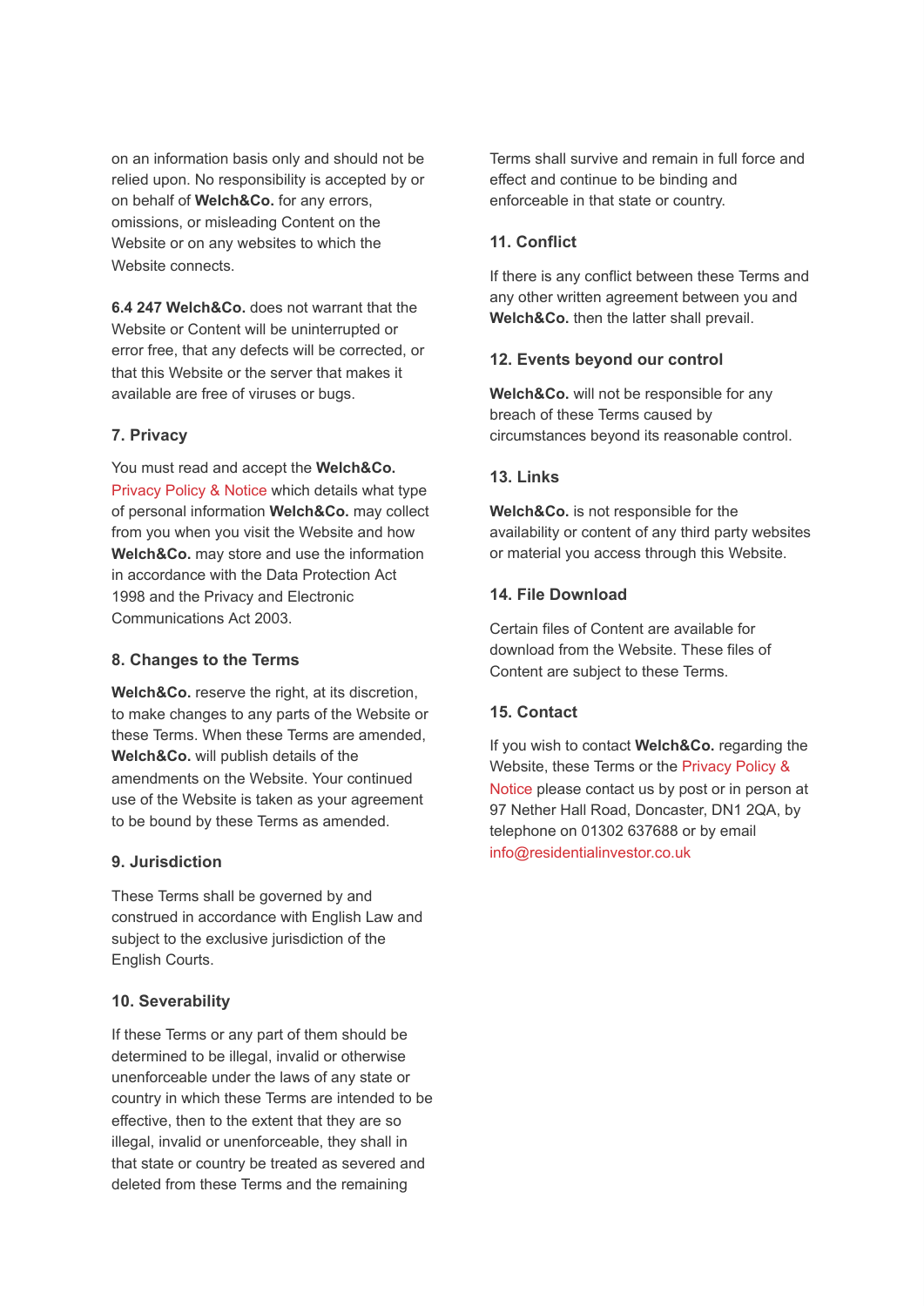on an information basis only and should not be relied upon. No responsibility is accepted by or on behalf of **Welch&Co.** for any errors, omissions, or misleading Content on the Website or on any websites to which the Website connects.

**6.4 247 Welch&Co.** does not warrant that the Website or Content will be uninterrupted or error free, that any defects will be corrected, or that this Website or the server that makes it available are free of viruses or bugs.

### 7. Privacy

You must read and accept the **Welch&Co.** Privacy Policy & Notice which details what type of personal information **Welch&Co.** may collect from you when you visit the Website and how **Welch&Co.** may store and use the information in accordance with the Data Protection Act 1998 and the Privacy and Electronic Communications Act 2003.

### 8. Changes to the Terms

**Welch&Co.** reserve the right, at its discretion, to make changes to any parts of the Website or these Terms. When these Terms are amended, **Welch&Co.** will publish details of the amendments on the Website. Your continued use of the Website is taken as your agreement to be bound by these Terms as amended.

### 9. Jurisdiction

These Terms shall be governed by and construed in accordance with English Law and subject to the exclusive jurisdiction of the English Courts.

### 10. Severability

If these Terms or any part of them should be determined to be illegal, invalid or otherwise unenforceable under the laws of any state or country in which these Terms are intended to be effective, then to the extent that they are so illegal, invalid or unenforceable, they shall in that state or country be treated as severed and deleted from these Terms and the remaining Terms shall survive and remain in full force and effect and continue to be binding and enforceable in that state or country.

### 11. Conflict

If there is any conflict between these Terms and any other written agreement between you and **Welch&Co.** then the latter shall prevail.

### 12. Events beyond our control

**Welch&Co.** will not be responsible for any breach of these Terms caused by circumstances beyond its reasonable control.

### 13. Links

**Welch&Co.** is not responsible for the availability or content of any third party websites or material you access through this Website.

### 14. File Download

Certain files of Content are available for download from the Website. These files of Content are subject to these Terms.

### 15. Contact

If you wish to contact **Welch&Co.** regarding the Website, these Terms or the Privacy Policy & Notice please contact us by post or in person at 97 Nether Hall Road, Doncaster, DN1 2QA, by telephone on 01302 637688 or by email info@residentialinvestor.co.uk